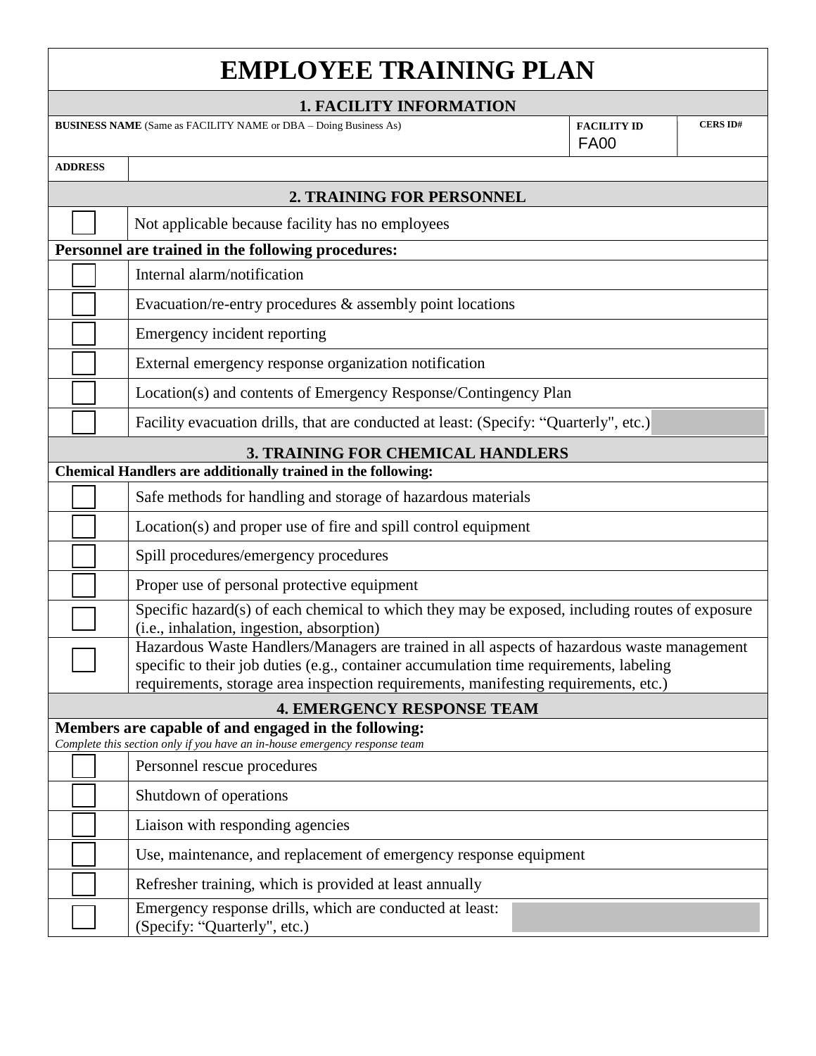# EMPLOYEE TRAINING PLAN

## 1. FACILITY INFORMATION

| **BUSINESS NAME** (Same as FACILITY NAME or DBA – Doing Business As) | **FACILITY ID** | **CERS ID#** |
|---|---|---|
| | FA00 | |
| **ADDRESS** | | |

## 2. TRAINING FOR PERSONNEL

| | |
|---|---|
| ☐ | Not applicable because facility has no employees |

**Personnel are trained in the following procedures:**

| | |
|---|---|
| ☐ | Internal alarm/notification |
| ☐ | Evacuation/re-entry procedures & assembly point locations |
| ☐ | Emergency incident reporting |
| ☐ | External emergency response organization notification |
| ☐ | Location(s) and contents of Emergency Response/Contingency Plan |
| ☐ | Facility evacuation drills, that are conducted at least: (Specify: "Quarterly", etc.) |

## 3. TRAINING FOR CHEMICAL HANDLERS

**Chemical Handlers are additionally trained in the following:**

| | |
|---|---|
| ☐ | Safe methods for handling and storage of hazardous materials |
| ☐ | Location(s) and proper use of fire and spill control equipment |
| ☐ | Spill procedures/emergency procedures |
| ☐ | Proper use of personal protective equipment |
| ☐ | Specific hazard(s) of each chemical to which they may be exposed, including routes of exposure (i.e., inhalation, ingestion, absorption) |
| ☐ | Hazardous Waste Handlers/Managers are trained in all aspects of hazardous waste management specific to their job duties (e.g., container accumulation time requirements, labeling requirements, storage area inspection requirements, manifesting requirements, etc.) |

## 4. EMERGENCY RESPONSE TEAM

**Members are capable of and engaged in the following:**

*Complete this section only if you have an in-house emergency response team*

| | |
|---|---|
| ☐ | Personnel rescue procedures |
| ☐ | Shutdown of operations |
| ☐ | Liaison with responding agencies |
| ☐ | Use, maintenance, and replacement of emergency response equipment |
| ☐ | Refresher training, which is provided at least annually |
| ☐ | Emergency response drills, which are conducted at least: (Specify: "Quarterly", etc.) |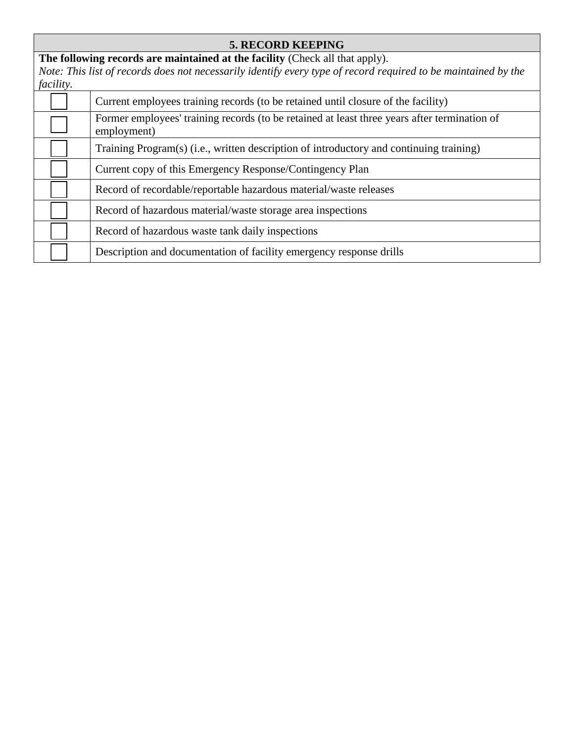## 5. RECORD KEEPING

**The following records are maintained at the facility** (Check all that apply).
*Note: This list of records does not necessarily identify every type of record required to be maintained by the facility.*

| | |
|---|---|
| ☐ | Current employees training records (to be retained until closure of the facility) |
| ☐ | Former employees' training records (to be retained at least three years after termination of employment) |
| ☐ | Training Program(s) (i.e., written description of introductory and continuing training) |
| ☐ | Current copy of this Emergency Response/Contingency Plan |
| ☐ | Record of recordable/reportable hazardous material/waste releases |
| ☐ | Record of hazardous material/waste storage area inspections |
| ☐ | Record of hazardous waste tank daily inspections |
| ☐ | Description and documentation of facility emergency response drills |